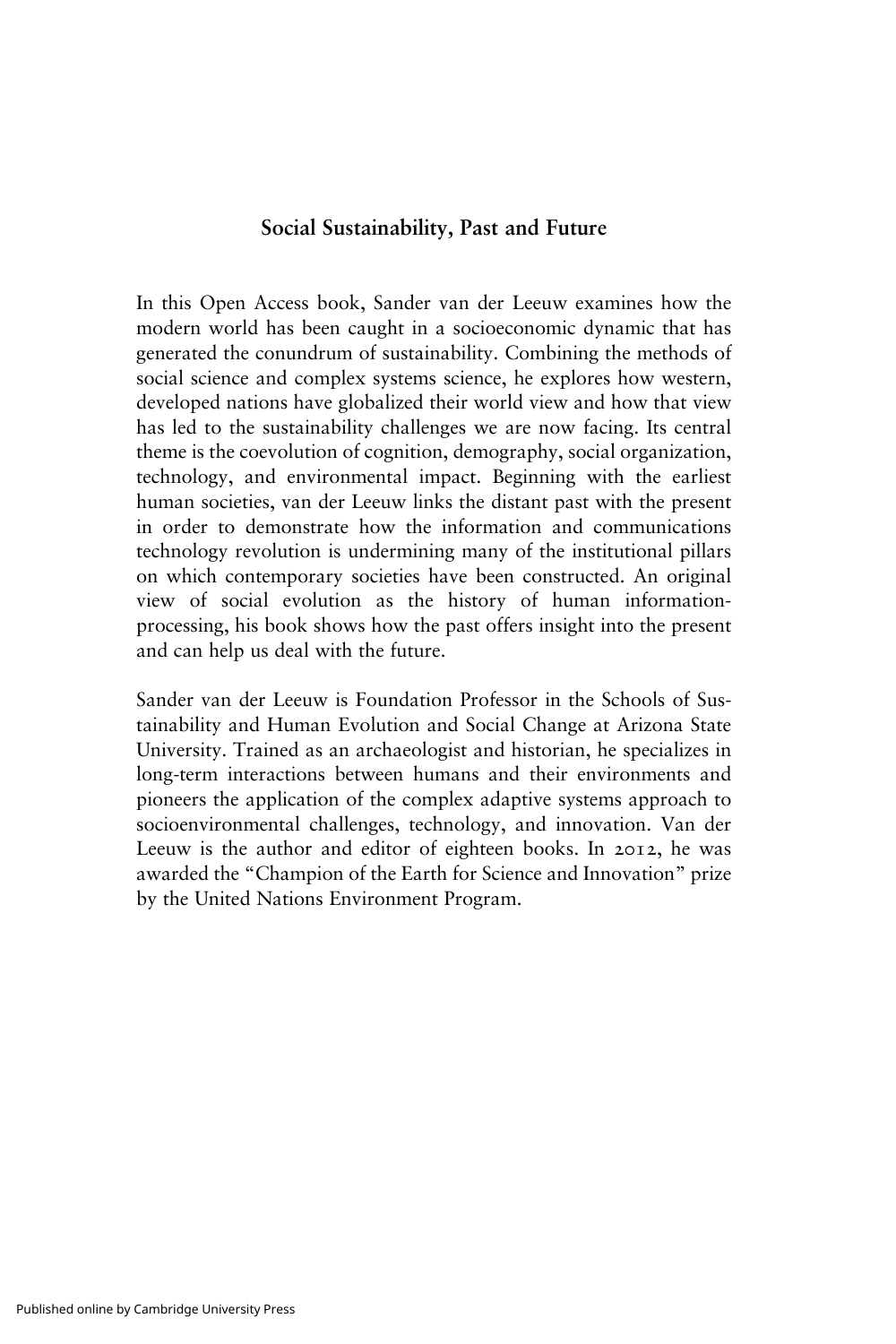## Social Sustainability, Past and Future

In this Open Access book, Sander van der Leeuw examines how the modern world has been caught in a socioeconomic dynamic that has generated the conundrum of sustainability. Combining the methods of social science and complex systems science, he explores how western, developed nations have globalized their world view and how that view has led to the sustainability challenges we are now facing. Its central theme is the coevolution of cognition, demography, social organization, technology, and environmental impact. Beginning with the earliest human societies, van der Leeuw links the distant past with the present in order to demonstrate how the information and communications technology revolution is undermining many of the institutional pillars on which contemporary societies have been constructed. An original view of social evolution as the history of human information-processing, his book shows how the past offers insight into the present and can help us deal with the future.

Sander van der Leeuw is Foundation Professor in the Schools of Sustainability and Human Evolution and Social Change at Arizona State University. Trained as an archaeologist and historian, he specializes in long-term interactions between humans and their environments and pioneers the application of the complex adaptive systems approach to socioenvironmental challenges, technology, and innovation. Van der Leeuw is the author and editor of eighteen books. In 2012, he was awarded the "Champion of the Earth for Science and Innovation" prize by the United Nations Environment Program.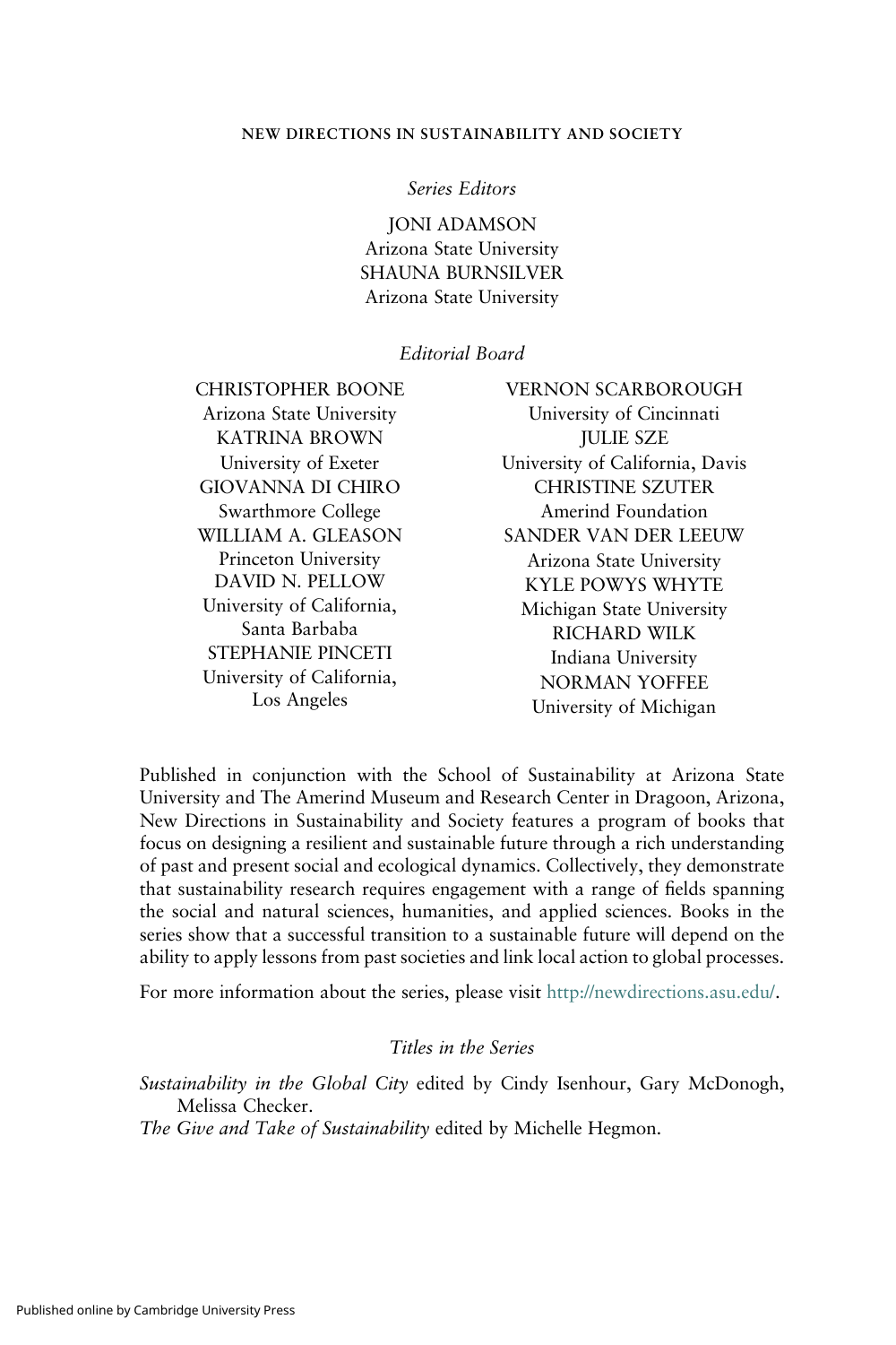NEW DIRECTIONS IN SUSTAINABILITY AND SOCIETY

*Series Editors*

JONI ADAMSON
Arizona State University
SHAUNA BURNSILVER
Arizona State University

*Editorial Board*

CHRISTOPHER BOONE
Arizona State University
KATRINA BROWN
University of Exeter
GIOVANNA DI CHIRO
Swarthmore College
WILLIAM A. GLEASON
Princeton University
DAVID N. PELLOW
University of California, Santa Barbaba
STEPHANIE PINCETI
University of California, Los Angeles
VERNON SCARBOROUGH
University of Cincinnati
JULIE SZE
University of California, Davis
CHRISTINE SZUTER
Amerind Foundation
SANDER VAN DER LEEUW
Arizona State University
KYLE POWYS WHYTE
Michigan State University
RICHARD WILK
Indiana University
NORMAN YOFFEE
University of Michigan

Published in conjunction with the School of Sustainability at Arizona State University and The Amerind Museum and Research Center in Dragoon, Arizona, New Directions in Sustainability and Society features a program of books that focus on designing a resilient and sustainable future through a rich understanding of past and present social and ecological dynamics. Collectively, they demonstrate that sustainability research requires engagement with a range of fields spanning the social and natural sciences, humanities, and applied sciences. Books in the series show that a successful transition to a sustainable future will depend on the ability to apply lessons from past societies and link local action to global processes.

For more information about the series, please visit http://newdirections.asu.edu/.

*Titles in the Series*

*Sustainability in the Global City* edited by Cindy Isenhour, Gary McDonogh, Melissa Checker.
*The Give and Take of Sustainability* edited by Michelle Hegmon.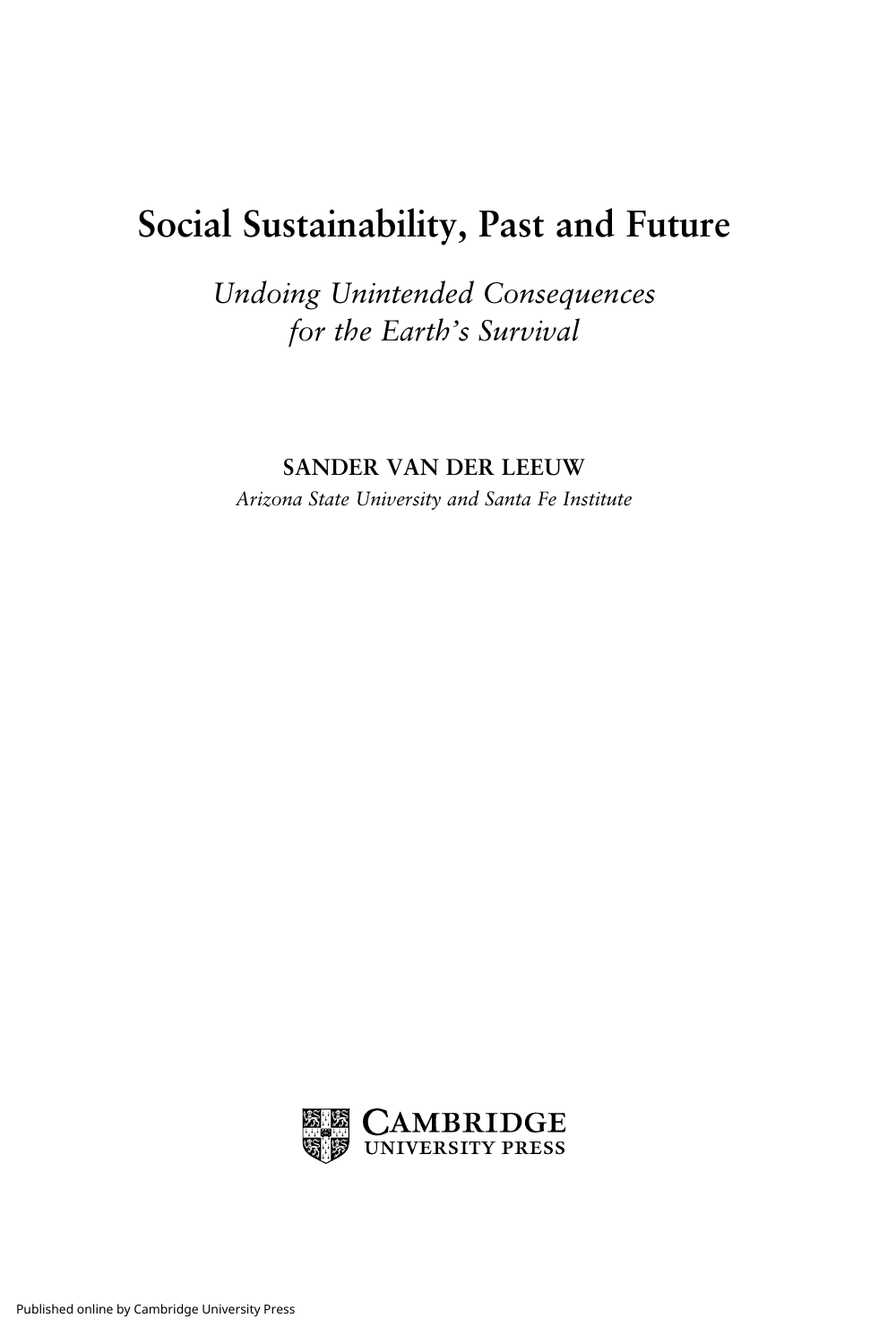# Social Sustainability, Past and Future

*Undoing Unintended Consequences for the Earth's Survival*

**SANDER VAN DER LEEUW**

*Arizona State University and Santa Fe Institute*

CAMBRIDGE UNIVERSITY PRESS

Published online by Cambridge University Press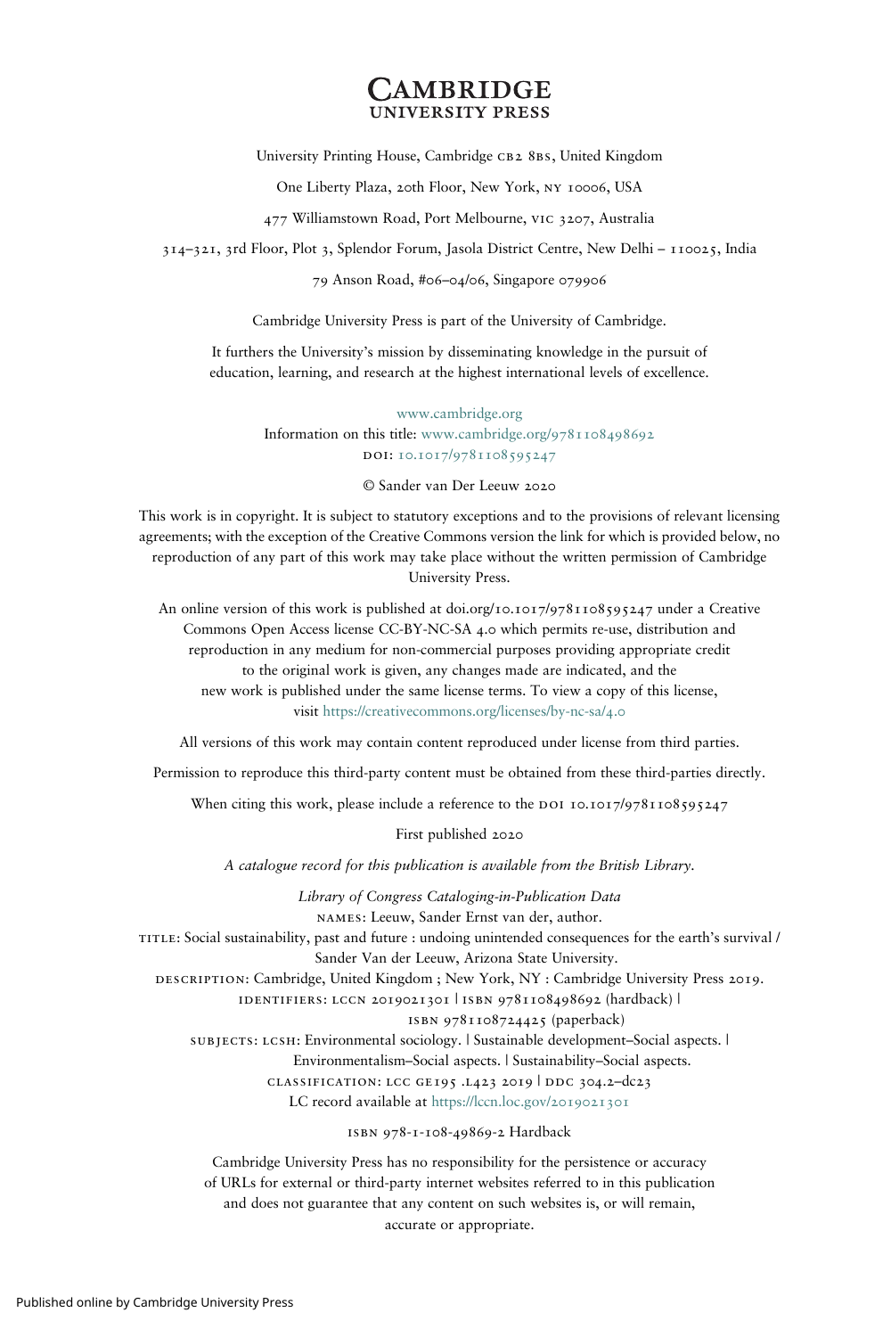# CAMBRIDGE UNIVERSITY PRESS

University Printing House, Cambridge CB2 8BS, United Kingdom

One Liberty Plaza, 20th Floor, New York, NY 10006, USA

477 Williamstown Road, Port Melbourne, VIC 3207, Australia

314–321, 3rd Floor, Plot 3, Splendor Forum, Jasola District Centre, New Delhi – 110025, India

79 Anson Road, #06–04/06, Singapore 079906

Cambridge University Press is part of the University of Cambridge.

It furthers the University's mission by disseminating knowledge in the pursuit of education, learning, and research at the highest international levels of excellence.

www.cambridge.org
Information on this title: www.cambridge.org/9781108498692
DOI: 10.1017/9781108595247

© Sander van Der Leeuw 2020

This work is in copyright. It is subject to statutory exceptions and to the provisions of relevant licensing agreements; with the exception of the Creative Commons version the link for which is provided below, no reproduction of any part of this work may take place without the written permission of Cambridge University Press.

An online version of this work is published at doi.org/10.1017/9781108595247 under a Creative Commons Open Access license CC-BY-NC-SA 4.0 which permits re-use, distribution and reproduction in any medium for non-commercial purposes providing appropriate credit to the original work is given, any changes made are indicated, and the new work is published under the same license terms. To view a copy of this license, visit https://creativecommons.org/licenses/by-nc-sa/4.0

All versions of this work may contain content reproduced under license from third parties.

Permission to reproduce this third-party content must be obtained from these third-parties directly.

When citing this work, please include a reference to the DOI 10.1017/9781108595247

First published 2020

*A catalogue record for this publication is available from the British Library.*

*Library of Congress Cataloging-in-Publication Data*
NAMES: Leeuw, Sander Ernst van der, author.
TITLE: Social sustainability, past and future : undoing unintended consequences for the earth's survival / Sander Van der Leeuw, Arizona State University.
DESCRIPTION: Cambridge, United Kingdom ; New York, NY : Cambridge University Press 2019.
IDENTIFIERS: LCCN 2019021301 | ISBN 9781108498692 (hardback) | ISBN 9781108724425 (paperback)
SUBJECTS: LCSH: Environmental sociology. | Sustainable development–Social aspects. | Environmentalism–Social aspects. | Sustainability–Social aspects.
CLASSIFICATION: LCC GE195 .L423 2019 | DDC 304.2–dc23
LC record available at https://lccn.loc.gov/2019021301

ISBN 978-1-108-49869-2 Hardback

Cambridge University Press has no responsibility for the persistence or accuracy of URLs for external or third-party internet websites referred to in this publication and does not guarantee that any content on such websites is, or will remain, accurate or appropriate.